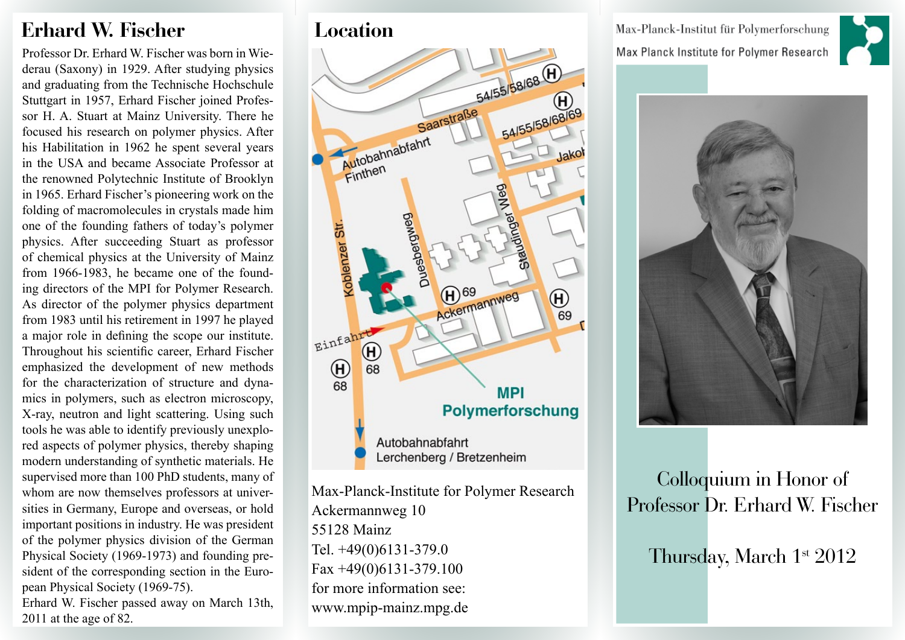## Erhard W. Fischer

Professor Dr. Erhard W. Fischer was born in Wiederau (Saxony) in 1929. After studying physics and graduating from the Technische Hochschule Stuttgart in 1957, Erhard Fischer joined Professor H. A. Stuart at Mainz University. There he focused his research on polymer physics. After his Habilitation in 1962 he spent several years in the USA and became Associate Professor at the renowned Polytechnic Institute of Brooklyn in 1965. Erhard Fischer's pioneering work on the folding of macromolecules in crystals made him one of the founding fathers of today's polymer physics. After succeeding Stuart as professor of chemical physics at the University of Mainz from 1966-1983, he became one of the founding directors of the MPI for Polymer Research. As director of the polymer physics department from 1983 until his retirement in 1997 he played a major role in defining the scope our institute. Throughout his scientific career, Erhard Fischer emphasized the development of new methods for the characterization of structure and dynamics in polymers, such as electron microscopy, X-ray, neutron and light scattering. Using such tools he was able to identify previously unexplored aspects of polymer physics, thereby shaping modern understanding of synthetic materials. He supervised more than 100 PhD students, many of whom are now themselves professors at universities in Germany, Europe and overseas, or hold important positions in industry. He was president of the polymer physics division of the German Physical Society (1969-1973) and founding president of the corresponding section in the European Physical Society (1969-75).

Erhard W. Fischer passed away on March 13th, 2011 at the age of 82.

## Location

Max-Planck-Institute for Polymer Research
Ackermannweg 10
55128 Mainz
Tel. +49(0)6131-379.0
Fax +49(0)6131-379.100
for more information see:
www.mpip-mainz.mpg.de

Max-Planck-Institut für Polymerforschung
Max Planck Institute for Polymer Research

# Colloquium in Honor of Professor Dr. Erhard W. Fischer

Thursday, March 1st 2012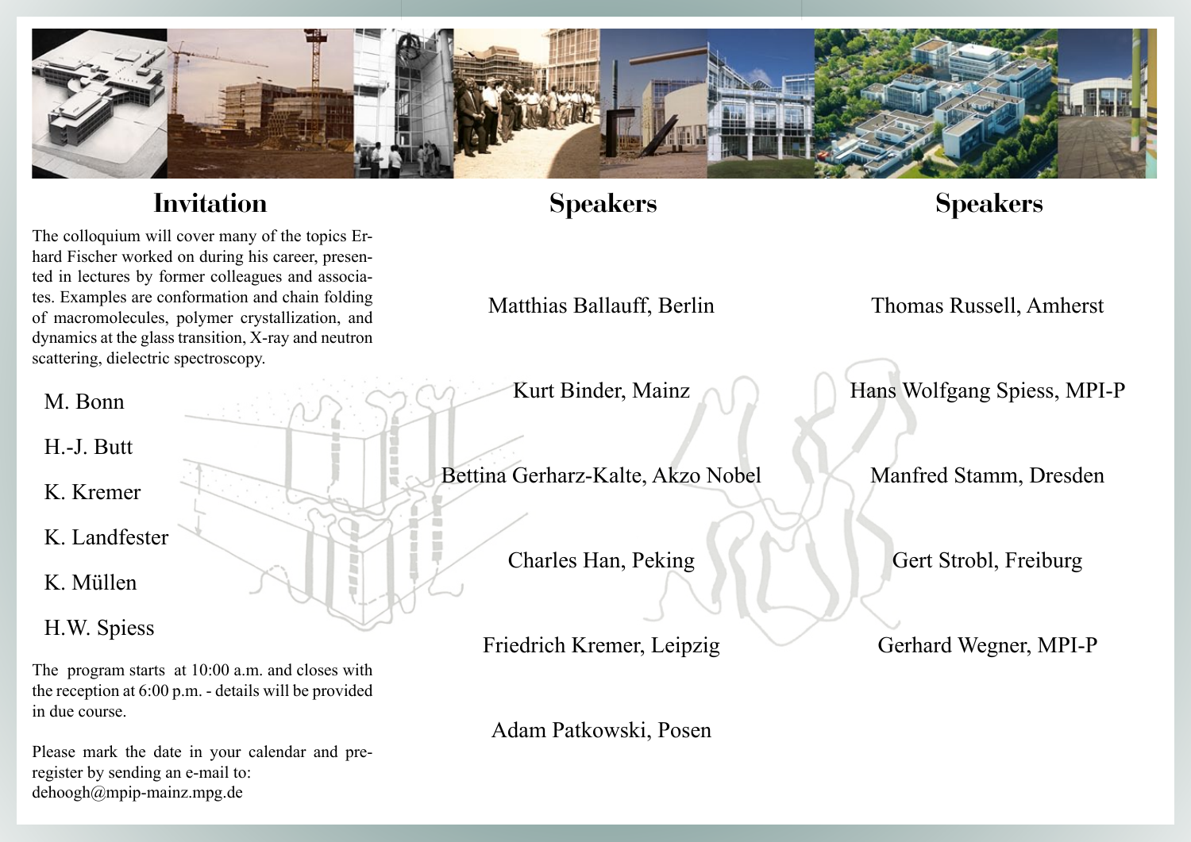## Invitation

The colloquium will cover many of the topics Erhard Fischer worked on during his career, presented in lectures by former colleagues and associates. Examples are conformation and chain folding of macromolecules, polymer crystallization, and dynamics at the glass transition, X-ray and neutron scattering, dielectric spectroscopy.

M. Bonn

H.-J. Butt

K. Kremer

K. Landfester

K. Müllen

H.W. Spiess

The program starts at 10:00 a.m. and closes with the reception at 6:00 p.m. - details will be provided in due course.

Please mark the date in your calendar and pre-register by sending an e-mail to: dehoogh@mpip-mainz.mpg.de

## Speakers

Matthias Ballauff, Berlin

Kurt Binder, Mainz

Bettina Gerharz-Kalte, Akzo Nobel

Charles Han, Peking

Friedrich Kremer, Leipzig

Adam Patkowski, Posen

## Speakers

Thomas Russell, Amherst

Hans Wolfgang Spiess, MPI-P

Manfred Stamm, Dresden

Gert Strobl, Freiburg

Gerhard Wegner, MPI-P